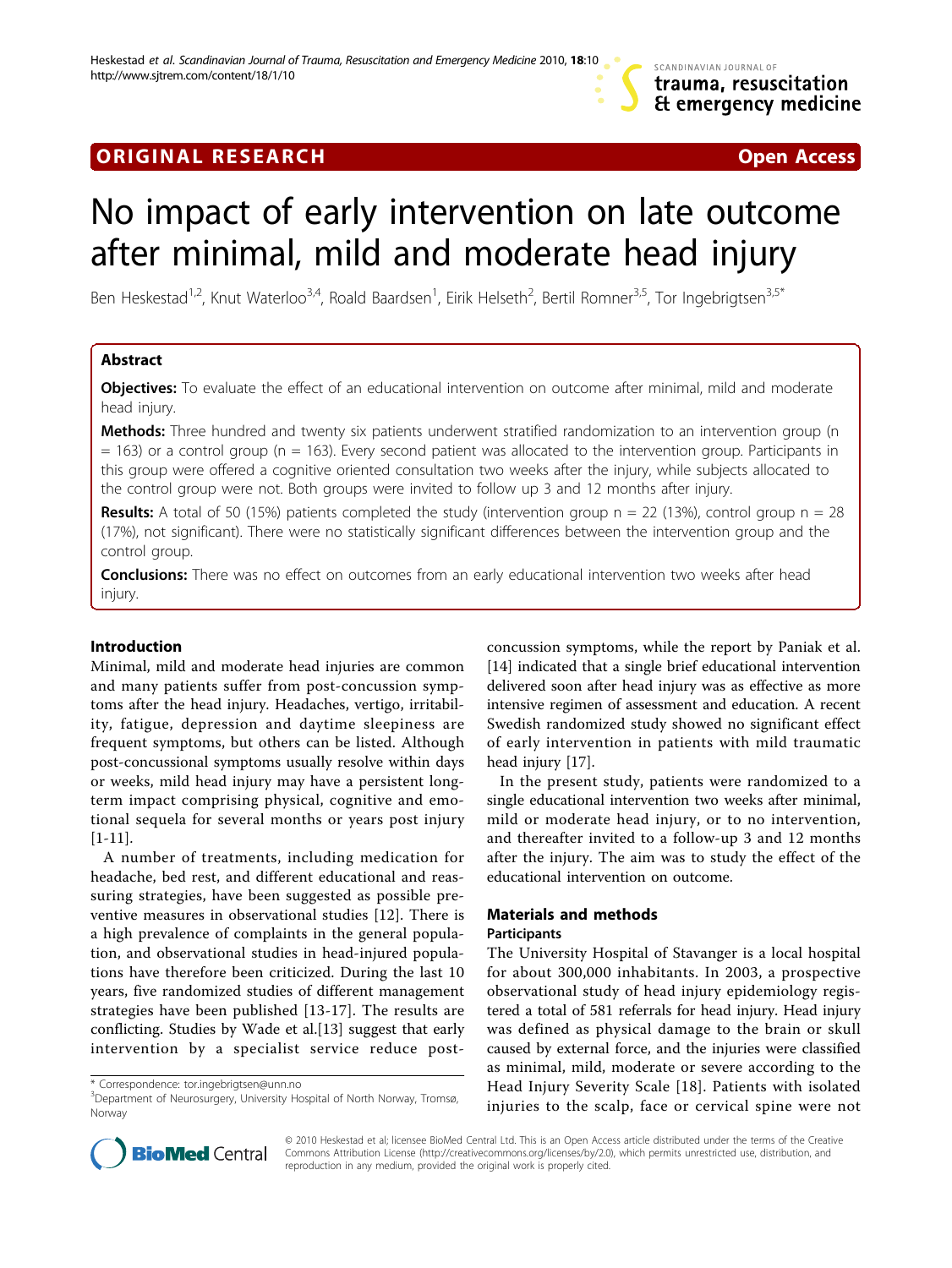## ORIGINAL RESEARCH Open Access

# No impact of early intervention on late outcome after minimal, mild and moderate head injury

Ben Heskestad[1,2], Knut Waterloo[3,4], Roald Baardsen[1], Eirik Helseth[2], Bertil Romner[3,5], Tor Ingebrigtsen[3,5*]

## Abstract

**Objectives:** To evaluate the effect of an educational intervention on outcome after minimal, mild and moderate head injury.

**Methods:** Three hundred and twenty six patients underwent stratified randomization to an intervention group (n = 163) or a control group (n = 163). Every second patient was allocated to the intervention group. Participants in this group were offered a cognitive oriented consultation two weeks after the injury, while subjects allocated to the control group were not. Both groups were invited to follow up 3 and 12 months after injury.

**Results:** A total of 50 (15%) patients completed the study (intervention group n = 22 (13%), control group n = 28 (17%), not significant). There were no statistically significant differences between the intervention group and the control group.

**Conclusions:** There was no effect on outcomes from an early educational intervention two weeks after head injury.

## Introduction

Minimal, mild and moderate head injuries are common and many patients suffer from post-concussion symptoms after the head injury. Headaches, vertigo, irritability, fatigue, depression and daytime sleepiness are frequent symptoms, but others can be listed. Although post-concussional symptoms usually resolve within days or weeks, mild head injury may have a persistent long-term impact comprising physical, cognitive and emotional sequela for several months or years post injury [1-11].

A number of treatments, including medication for headache, bed rest, and different educational and reassuring strategies, have been suggested as possible preventive measures in observational studies [12]. There is a high prevalence of complaints in the general population, and observational studies in head-injured populations have therefore been criticized. During the last 10 years, five randomized studies of different management strategies have been published [13-17]. The results are conflicting. Studies by Wade et al.[13] suggest that early intervention by a specialist service reduce post-concussion symptoms, while the report by Paniak et al. [14] indicated that a single brief educational intervention delivered soon after head injury was as effective as more intensive regimen of assessment and education. A recent Swedish randomized study showed no significant effect of early intervention in patients with mild traumatic head injury [17].

In the present study, patients were randomized to a single educational intervention two weeks after minimal, mild or moderate head injury, or to no intervention, and thereafter invited to a follow-up 3 and 12 months after the injury. The aim was to study the effect of the educational intervention on outcome.

## Materials and methods

### Participants

The University Hospital of Stavanger is a local hospital for about 300,000 inhabitants. In 2003, a prospective observational study of head injury epidemiology registered a total of 581 referrals for head injury. Head injury was defined as physical damage to the brain or skull caused by external force, and the injuries were classified as minimal, mild, moderate or severe according to the Head Injury Severity Scale [18]. Patients with isolated injuries to the scalp, face or cervical spine were not

\* Correspondence: tor.ingebrigtsen@unn.no
[3]Department of Neurosurgery, University Hospital of North Norway, Tromsø, Norway

© 2010 Heskestad et al; licensee BioMed Central Ltd. This is an Open Access article distributed under the terms of the Creative Commons Attribution License (http://creativecommons.org/licenses/by/2.0), which permits unrestricted use, distribution, and reproduction in any medium, provided the original work is properly cited.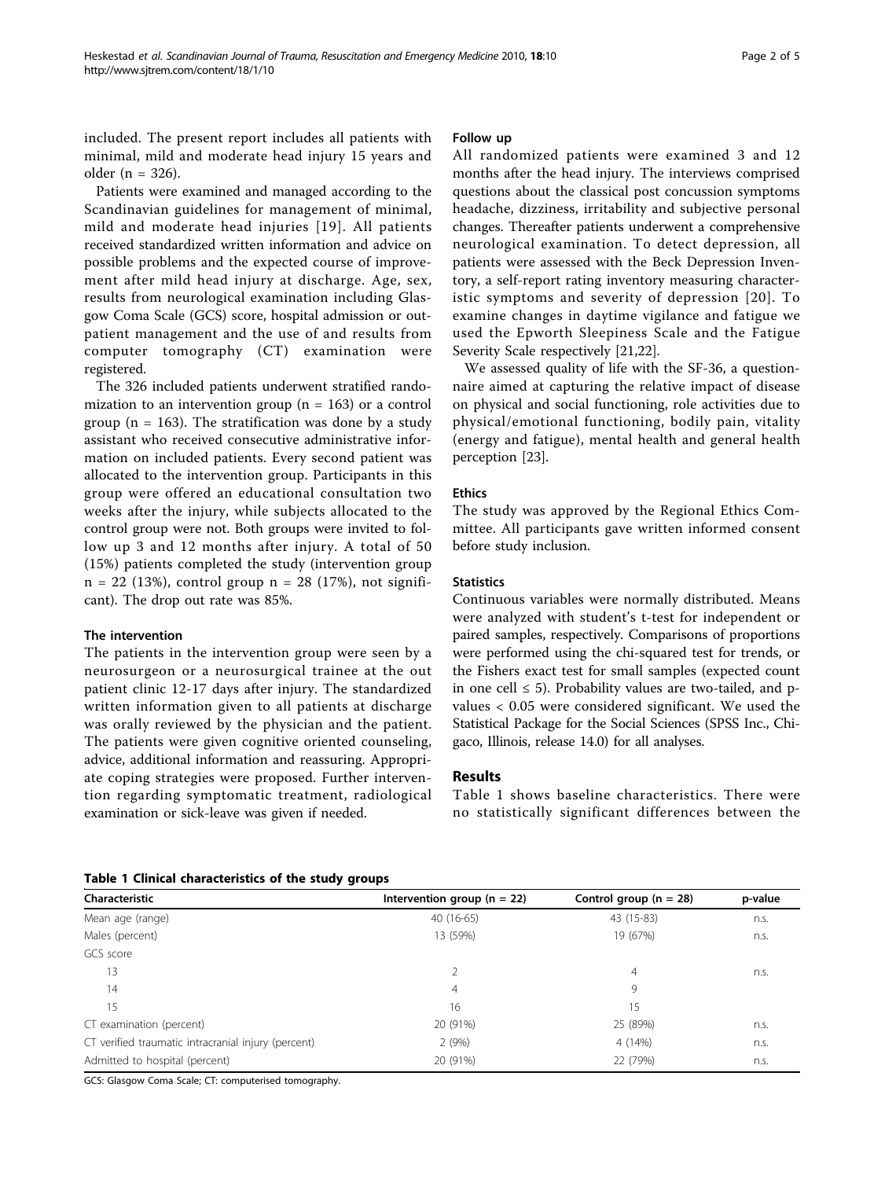included. The present report includes all patients with minimal, mild and moderate head injury 15 years and older (n = 326).

Patients were examined and managed according to the Scandinavian guidelines for management of minimal, mild and moderate head injuries [19]. All patients received standardized written information and advice on possible problems and the expected course of improvement after mild head injury at discharge. Age, sex, results from neurological examination including Glasgow Coma Scale (GCS) score, hospital admission or outpatient management and the use of and results from computer tomography (CT) examination were registered.

The 326 included patients underwent stratified randomization to an intervention group (n = 163) or a control group (n = 163). The stratification was done by a study assistant who received consecutive administrative information on included patients. Every second patient was allocated to the intervention group. Participants in this group were offered an educational consultation two weeks after the injury, while subjects allocated to the control group were not. Both groups were invited to follow up 3 and 12 months after injury. A total of 50 (15%) patients completed the study (intervention group n = 22 (13%), control group n = 28 (17%), not significant). The drop out rate was 85%.

#### The intervention

The patients in the intervention group were seen by a neurosurgeon or a neurosurgical trainee at the out patient clinic 12-17 days after injury. The standardized written information given to all patients at discharge was orally reviewed by the physician and the patient. The patients were given cognitive oriented counseling, advice, additional information and reassuring. Appropriate coping strategies were proposed. Further intervention regarding symptomatic treatment, radiological examination or sick-leave was given if needed.

#### Follow up

All randomized patients were examined 3 and 12 months after the head injury. The interviews comprised questions about the classical post concussion symptoms headache, dizziness, irritability and subjective personal changes. Thereafter patients underwent a comprehensive neurological examination. To detect depression, all patients were assessed with the Beck Depression Inventory, a self-report rating inventory measuring characteristic symptoms and severity of depression [20]. To examine changes in daytime vigilance and fatigue we used the Epworth Sleepiness Scale and the Fatigue Severity Scale respectively [21,22].

We assessed quality of life with the SF-36, a questionnaire aimed at capturing the relative impact of disease on physical and social functioning, role activities due to physical/emotional functioning, bodily pain, vitality (energy and fatigue), mental health and general health perception [23].

#### Ethics

The study was approved by the Regional Ethics Committee. All participants gave written informed consent before study inclusion.

#### Statistics

Continuous variables were normally distributed. Means were analyzed with student's t-test for independent or paired samples, respectively. Comparisons of proportions were performed using the chi-squared test for trends, or the Fishers exact test for small samples (expected count in one cell ≤ 5). Probability values are two-tailed, and p-values < 0.05 were considered significant. We used the Statistical Package for the Social Sciences (SPSS Inc., Chigaco, Illinois, release 14.0) for all analyses.

## Results

Table 1 shows baseline characteristics. There were no statistically significant differences between the

**Table 1 Clinical characteristics of the study groups**

| Characteristic | Intervention group (n = 22) | Control group (n = 28) | p-value |
|---|---|---|---|
| Mean age (range) | 40 (16-65) | 43 (15-83) | n.s. |
| Males (percent) | 13 (59%) | 19 (67%) | n.s. |
| GCS score | | | |
| 13 | 2 | 4 | n.s. |
| 14 | 4 | 9 | |
| 15 | 16 | 15 | |
| CT examination (percent) | 20 (91%) | 25 (89%) | n.s. |
| CT verified traumatic intracranial injury (percent) | 2 (9%) | 4 (14%) | n.s. |
| Admitted to hospital (percent) | 20 (91%) | 22 (79%) | n.s. |

GCS: Glasgow Coma Scale; CT: computerised tomography.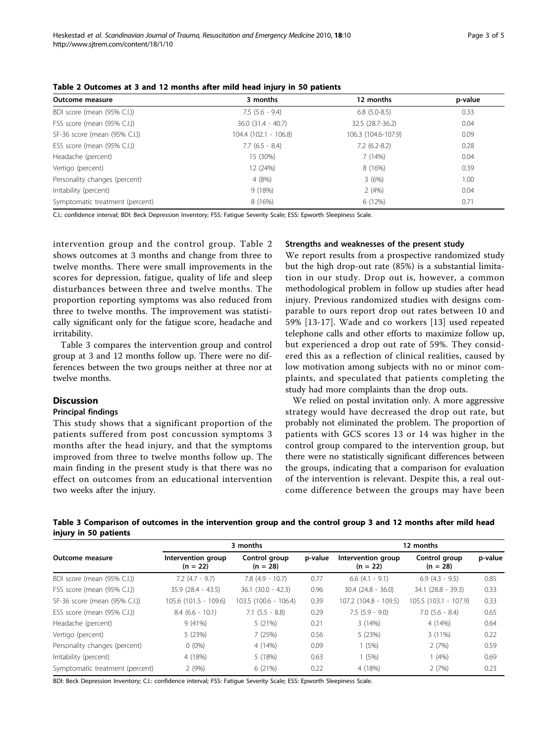**Table 2 Outcomes at 3 and 12 months after mild head injury in 50 patients**

| Outcome measure | 3 months | 12 months | p-value |
|---|---|---|---|
| BDI score (mean (95% C.I.)) | 7.5 (5.6 - 9.4) | 6.8 (5.0-8.5) | 0.33 |
| FSS score (mean (95% C.I.)) | 36.0 (31.4 - 40.7) | 32.5 (28.7-36.2) | 0.04 |
| SF-36 score (mean (95% C.I.)) | 104.4 (102.1 - 106.8) | 106.3 (104.6-107.9) | 0.09 |
| ESS score (mean (95% C.I.)) | 7.7 (6.5 - 8.4) | 7.2 (6.2-8.2) | 0.28 |
| Headache (percent) | 15 (30%) | 7 (14%) | 0.04 |
| Vertigo (percent) | 12 (24%) | 8 (16%) | 0.39 |
| Personality changes (percent) | 4 (8%) | 3 (6%) | 1.00 |
| Irritability (percent) | 9 (18%) | 2 (4%) | 0.04 |
| Symptomatic treatment (percent) | 8 (16%) | 6 (12%) | 0.71 |

C.I.: confidence interval; BDI: Beck Depression Inventory; FSS: Fatigue Severity Scale; ESS: Epworth Sleepiness Scale.

intervention group and the control group. Table 2 shows outcomes at 3 months and change from three to twelve months. There were small improvements in the scores for depression, fatigue, quality of life and sleep disturbances between three and twelve months. The proportion reporting symptoms was also reduced from three to twelve months. The improvement was statistically significant only for the fatigue score, headache and irritability.

Table 3 compares the intervention group and control group at 3 and 12 months follow up. There were no differences between the two groups neither at three nor at twelve months.

## Discussion

### Principal findings

This study shows that a significant proportion of the patients suffered from post concussion symptoms 3 months after the head injury, and that the symptoms improved from three to twelve months follow up. The main finding in the present study is that there was no effect on outcomes from an educational intervention two weeks after the injury.

### Strengths and weaknesses of the present study

We report results from a prospective randomized study but the high drop-out rate (85%) is a substantial limitation in our study. Drop out is, however, a common methodological problem in follow up studies after head injury. Previous randomized studies with designs comparable to ours report drop out rates between 10 and 59% [13-17]. Wade and co workers [13] used repeated telephone calls and other efforts to maximize follow up, but experienced a drop out rate of 59%. They considered this as a reflection of clinical realities, caused by low motivation among subjects with no or minor complaints, and speculated that patients completing the study had more complaints than the drop outs.

We relied on postal invitation only. A more aggressive strategy would have decreased the drop out rate, but probably not eliminated the problem. The proportion of patients with GCS scores 13 or 14 was higher in the control group compared to the intervention group, but there were no statistically significant differences between the groups, indicating that a comparison for evaluation of the intervention is relevant. Despite this, a real outcome difference between the groups may have been

**Table 3 Comparison of outcomes in the intervention group and the control group 3 and 12 months after mild head injury in 50 patients**

| Outcome measure | 3 months | | | 12 months | | |
|---|---|---|---|---|---|---|
| | Intervention group (n = 22) | Control group (n = 28) | p-value | Intervention group (n = 22) | Control group (n = 28) | p-value |
| BDI score (mean (95% C.I.)) | 7.2 (4.7 - 9.7) | 7.8 (4.9 - 10.7) | 0.77 | 6.6 (4.1 - 9.1) | 6.9 (4.3 - 9.5) | 0.85 |
| FSS score (mean (95% C.I.)) | 35.9 (28.4 - 43.5) | 36.1 (30.0 - 42.3) | 0.96 | 30.4 (24.8 - 36.0) | 34.1 (28.8 - 39.3) | 0.33 |
| SF-36 score (mean (95% C.I.)) | 105.6 (101.5 - 109.6) | 103.5 (100.6 - 106.4) | 0.39 | 107.2 (104.8 - 109.5) | 105.5 (103.1 - 107.9) | 0.33 |
| ESS score (mean (95% C.I.)) | 8.4 (6.6 - 10.1) | 7.1 (5.5 - 8.8) | 0.29 | 7.5 (5.9 - 9.0) | 7.0 (5.6 - 8.4) | 0.65 |
| Headache (percent) | 9 (41%) | 5 (21%) | 0.21 | 3 (14%) | 4 (14%) | 0.64 |
| Vertigo (percent) | 5 (23%) | 7 (25%) | 0.56 | 5 (23%) | 3 (11%) | 0.22 |
| Personality changes (percent) | 0 (0%) | 4 (14%) | 0.09 | 1 (5%) | 2 (7%) | 0.59 |
| Irritability (percent) | 4 (18%) | 5 (18%) | 0.63 | 1 (5%) | 1 (4%) | 0.69 |
| Symptomatic treatment (percent) | 2 (9%) | 6 (21%) | 0.22 | 4 (18%) | 2 (7%) | 0.23 |

BDI: Beck Depression Inventory; C.I.: confidence interval; FSS: Fatigue Severity Scale; ESS: Epworth Sleepiness Scale.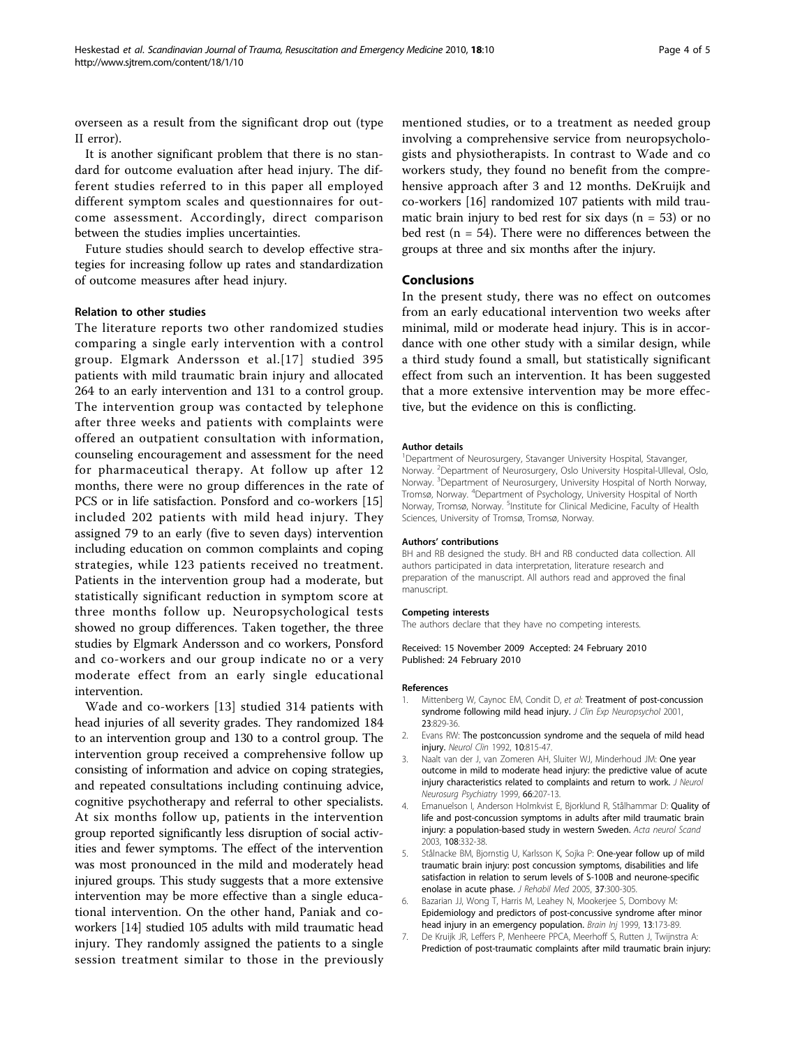overseen as a result from the significant drop out (type II error).

It is another significant problem that there is no standard for outcome evaluation after head injury. The different studies referred to in this paper all employed different symptom scales and questionnaires for outcome assessment. Accordingly, direct comparison between the studies implies uncertainties.

Future studies should search to develop effective strategies for increasing follow up rates and standardization of outcome measures after head injury.

### Relation to other studies

The literature reports two other randomized studies comparing a single early intervention with a control group. Elgmark Andersson et al.[17] studied 395 patients with mild traumatic brain injury and allocated 264 to an early intervention and 131 to a control group. The intervention group was contacted by telephone after three weeks and patients with complaints were offered an outpatient consultation with information, counseling encouragement and assessment for the need for pharmaceutical therapy. At follow up after 12 months, there were no group differences in the rate of PCS or in life satisfaction. Ponsford and co-workers [15] included 202 patients with mild head injury. They assigned 79 to an early (five to seven days) intervention including education on common complaints and coping strategies, while 123 patients received no treatment. Patients in the intervention group had a moderate, but statistically significant reduction in symptom score at three months follow up. Neuropsychological tests showed no group differences. Taken together, the three studies by Elgmark Andersson and co workers, Ponsford and co-workers and our group indicate no or a very moderate effect from an early single educational intervention.

Wade and co-workers [13] studied 314 patients with head injuries of all severity grades. They randomized 184 to an intervention group and 130 to a control group. The intervention group received a comprehensive follow up consisting of information and advice on coping strategies, and repeated consultations including continuing advice, cognitive psychotherapy and referral to other specialists. At six months follow up, patients in the intervention group reported significantly less disruption of social activities and fewer symptoms. The effect of the intervention was most pronounced in the mild and moderately head injured groups. This study suggests that a more extensive intervention may be more effective than a single educational intervention. On the other hand, Paniak and co-workers [14] studied 105 adults with mild traumatic head injury. They randomly assigned the patients to a single session treatment similar to those in the previously mentioned studies, or to a treatment as needed group involving a comprehensive service from neuropsychologists and physiotherapists. In contrast to Wade and co workers study, they found no benefit from the comprehensive approach after 3 and 12 months. DeKruijk and co-workers [16] randomized 107 patients with mild traumatic brain injury to bed rest for six days (n = 53) or no bed rest (n = 54). There were no differences between the groups at three and six months after the injury.

## Conclusions

In the present study, there was no effect on outcomes from an early educational intervention two weeks after minimal, mild or moderate head injury. This is in accordance with one other study with a similar design, while a third study found a small, but statistically significant effect from such an intervention. It has been suggested that a more extensive intervention may be more effective, but the evidence on this is conflicting.

#### Author details

[1]Department of Neurosurgery, Stavanger University Hospital, Stavanger, Norway. [2]Department of Neurosurgery, Oslo University Hospital-Ulleval, Oslo, Norway. [3]Department of Neurosurgery, University Hospital of North Norway, Tromsø, Norway. [4]Department of Psychology, University Hospital of North Norway, Tromsø, Norway. [5]Institute for Clinical Medicine, Faculty of Health Sciences, University of Tromsø, Tromsø, Norway.

#### Authors' contributions

BH and RB designed the study. BH and RB conducted data collection. All authors participated in data interpretation, literature research and preparation of the manuscript. All authors read and approved the final manuscript.

#### Competing interests

The authors declare that they have no competing interests.

Received: 15 November 2009 Accepted: 24 February 2010
Published: 24 February 2010

#### References

1. Mittenberg W, Caynoc EM, Condit D, *et al*: **Treatment of post-concussion syndrome following mild head injury.** *J Clin Exp Neuropsychol* 2001, **23**:829-36.
2. Evans RW: **The postconcussion syndrome and the sequela of mild head injury.** *Neurol Clin* 1992, **10**:815-47.
3. Naalt van der J, van Zomeren AH, Sluiter WJ, Minderhoud JM: **One year outcome in mild to moderate head injury: the predictive value of acute injury characteristics related to complaints and return to work.** *J Neurol Neurosurg Psychiatry* 1999, **66**:207-13.
4. Emanuelson I, Anderson Holmkvist E, Bjorklund R, Stålhammar D: **Quality of life and post-concussion symptoms in adults after mild traumatic brain injury: a population-based study in western Sweden.** *Acta neurol Scand* 2003, **108**:332-38.
5. Stålnacke BM, Bjornstig U, Karlsson K, Sojka P: **One-year follow up of mild traumatic brain injury: post concussion symptoms, disabilities and life satisfaction in relation to serum levels of S-100B and neurone-specific enolase in acute phase.** *J Rehabil Med* 2005, **37**:300-305.
6. Bazarian JJ, Wong T, Harris M, Leahey N, Mookerjee S, Dombovy M: **Epidemiology and predictors of post-concussive syndrome after minor head injury in an emergency population.** *Brain Inj* 1999, **13**:173-89.
7. De Kruijk JR, Leffers P, Menheere PPCA, Meerhoff S, Rutten J, Twijnstra A: **Prediction of post-traumatic complaints after mild traumatic brain injury:**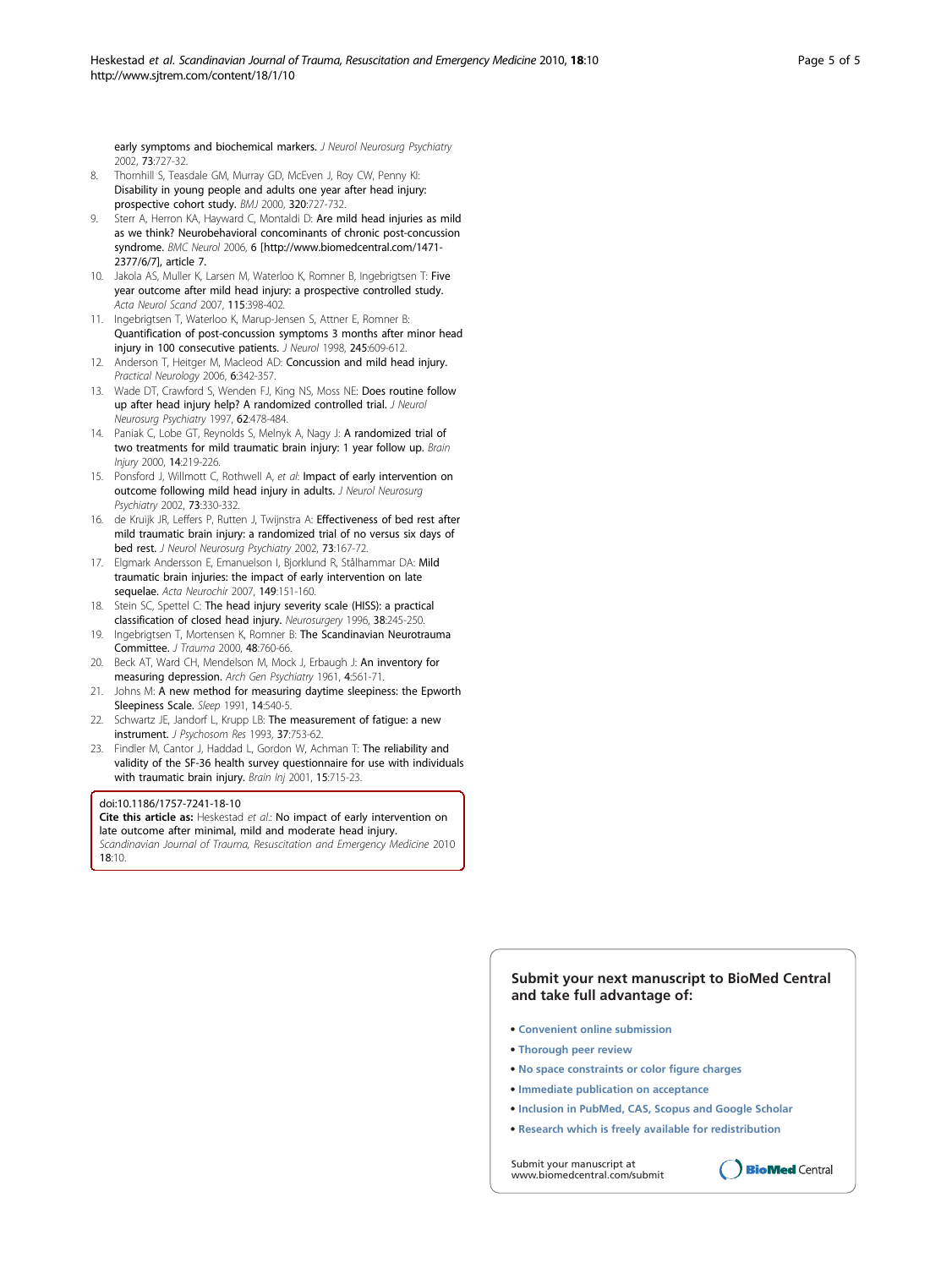early symptoms and biochemical markers. *J Neurol Neurosurg Psychiatry* 2002, **73**:727-32.

8. Thornhill S, Teasdale GM, Murray GD, McEven J, Roy CW, Penny KI: **Disability in young people and adults one year after head injury: prospective cohort study.** *BMJ* 2000, **320**:727-732.
9. Sterr A, Herron KA, Hayward C, Montaldi D: **Are mild head injuries as mild as we think? Neurobehavioral concominants of chronic post-concussion syndrome.** *BMC Neurol* 2006, **6** [http://www.biomedcentral.com/1471-2377/6/7], article 7.
10. Jakola AS, Muller K, Larsen M, Waterloo K, Romner B, Ingebrigtsen T: **Five year outcome after mild head injury: a prospective controlled study.** *Acta Neurol Scand* 2007, **115**:398-402.
11. Ingebrigtsen T, Waterloo K, Marup-Jensen S, Attner E, Romner B: **Quantification of post-concussion symptoms 3 months after minor head injury in 100 consecutive patients.** *J Neurol* 1998, **245**:609-612.
12. Anderson T, Heitger M, Macleod AD: **Concussion and mild head injury.** *Practical Neurology* 2006, **6**:342-357.
13. Wade DT, Crawford S, Wenden FJ, King NS, Moss NE: **Does routine follow up after head injury help? A randomized controlled trial.** *J Neurol Neurosurg Psychiatry* 1997, **62**:478-484.
14. Paniak C, Lobe GT, Reynolds S, Melnyk A, Nagy J: **A randomized trial of two treatments for mild traumatic brain injury: 1 year follow up.** *Brain Injury* 2000, **14**:219-226.
15. Ponsford J, Willmott C, Rothwell A, *et al*: **Impact of early intervention on outcome following mild head injury in adults.** *J Neurol Neurosurg Psychiatry* 2002, **73**:330-332.
16. de Kruijk JR, Leffers P, Rutten J, Twijnstra A: **Effectiveness of bed rest after mild traumatic brain injury: a randomized trial of no versus six days of bed rest.** *J Neurol Neurosurg Psychiatry* 2002, **73**:167-72.
17. Elgmark Andersson E, Emanuelson I, Bjorklund R, Stålhammar DA: **Mild traumatic brain injuries: the impact of early intervention on late sequelae.** *Acta Neurochir* 2007, **149**:151-160.
18. Stein SC, Spettel C: **The head injury severity scale (HISS): a practical classification of closed head injury.** *Neurosurgery* 1996, **38**:245-250.
19. Ingebrigtsen T, Mortensen K, Romner B: **The Scandinavian Neurotrauma Committee.** *J Trauma* 2000, **48**:760-66.
20. Beck AT, Ward CH, Mendelson M, Mock J, Erbaugh J: **An inventory for measuring depression.** *Arch Gen Psychiatry* 1961, **4**:561-71.
21. Johns M: **A new method for measuring daytime sleepiness: the Epworth Sleepiness Scale.** *Sleep* 1991, **14**:540-5.
22. Schwartz JE, Jandorf L, Krupp LB: **The measurement of fatigue: a new instrument.** *J Psychosom Res* 1993, **37**:753-62.
23. Findler M, Cantor J, Haddad L, Gordon W, Achman T: **The reliability and validity of the SF-36 health survey questionnaire for use with individuals with traumatic brain injury.** *Brain Inj* 2001, **15**:715-23.

doi:10.1186/1757-7241-18-10
**Cite this article as:** Heskestad *et al.*: No impact of early intervention on late outcome after minimal, mild and moderate head injury. *Scandinavian Journal of Trauma, Resuscitation and Emergency Medicine* 2010 **18**:10.

**Submit your next manuscript to BioMed Central and take full advantage of:**

- **Convenient online submission**
- **Thorough peer review**
- **No space constraints or color figure charges**
- **Immediate publication on acceptance**
- **Inclusion in PubMed, CAS, Scopus and Google Scholar**
- **Research which is freely available for redistribution**

Submit your manuscript at
www.biomedcentral.com/submit

BioMed Central